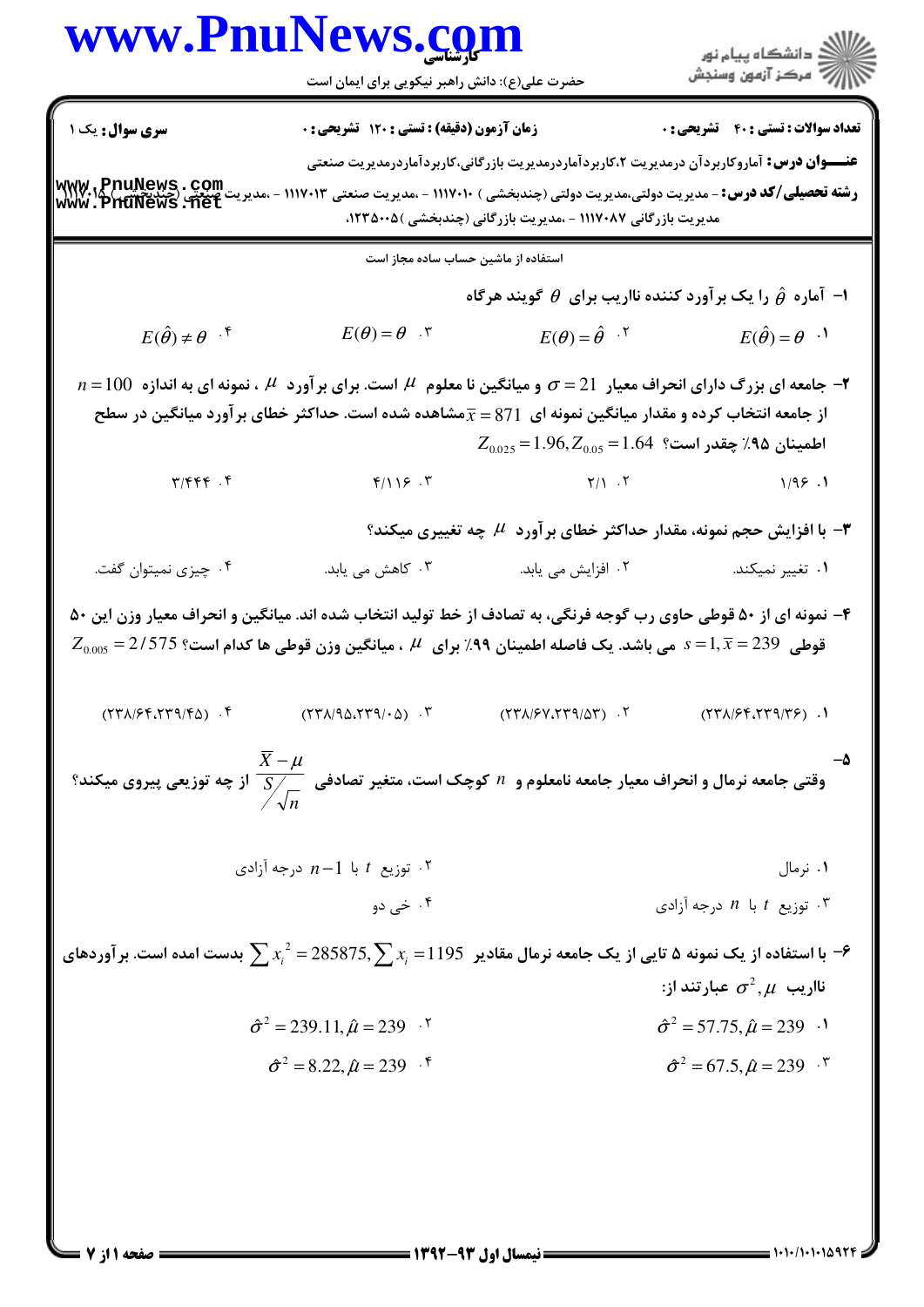**سری سوال:** یک ۱ | **زمان آزمون (دقیقه) : تستی : ۱۲۰ تشریحی : ۰** | **تعداد سوالات : تستی : ۴۰ تشریحی : ۰**

**عنـــوان درس:** آماروکاربردآن درمدیریت ۲،کاربردآماردرمدیریت بازرگانی،کاربردآماردرمدیریت صنعتی

**رشته تحصیلی/کد درس:** - مدیریت دولتی،مدیریت دولتی (چندبخشی ) ۱۱۱۷۰۱۰ - ،مدیریت صنعتی ۱۱۱۷۰۱۳ - ،مدیریت صنعتی (چندبخشی ) ۱۱۱۷۰۱۵ - ،مدیریت بازرگانی ۱۱۱۷۰۸۷ - ،مدیریت بازرگانی (چندبخشی )۱۲۳۵۰۰۵،

استفاده از ماشین حساب ساده مجاز است

۱- آماره $\hat{\theta}$ را یک برآورد کننده ناریب برای $\theta$ گویند هرگاه

۱. $E(\hat{\theta})=\theta$
۲. $E(\theta)=\hat{\theta}$
۳. $E(\theta)=\theta$
۴. $E(\hat{\theta})\neq\theta$

۲- جامعه ای بزرگ دارای انحراف معیار $\sigma=21$ و میانگین نا معلوم $\mu$ است. برای برآورد $\mu$ ، نمونه ای به اندازه $n=100$ از جامعه انتخاب کرده و مقدار میانگین نمونه ای $\bar{x}=871$ مشاهده شده است. حداکثر خطای برآورد میانگین در سطح اطمینان ۹۵٪ چقدر است؟ $Z_{0.025}=1.96, Z_{0.05}=1.64$

۱. ۱/۹۶
۲. ۲/۱
۳. ۴/۱۱۶
۴. ۳/۴۴۴

۳- با افزایش حجم نمونه، مقدار حداکثر خطای برآورد $\mu$ چه تغییری میکند؟

۱. تغییر نمیکند.
۲. افزایش می یابد.
۳. کاهش می یابد.
۴. چیزی نمیتوان گفت.

۴- نمونه ای از ۵۰ قوطی حاوی رب گوجه فرنگی، به تصادف از خط تولید انتخاب شده اند. میانگین و انحراف معیار وزن این ۵۰ قوطی $s=1, \bar{x}=239$ می باشد. یک فاصله اطمینان ۹۹٪ برای $\mu$ ، میانگین وزن قوطی ها کدام است؟ $Z_{0.005}=2/575$

۱. (۲۳۸/۶۴،۲۳۹/۳۶)
۲. (۲۳۸/۶۷،۲۳۹/۵۳)
۳. (۲۳۸/۹۵،۲۳۹/۰۵)
۴. (۲۳۸/۶۴،۲۳۹/۴۵)

۵- وقتی جامعه نرمال و انحراف معیار جامعه نامعلوم و $n$ کوچک است، متغیر تصادفی $\dfrac{\bar{X}-\mu}{S/\sqrt{n}}$ از چه توزیعی پیروی میکند؟

۱. نرمال
۲. توزیع $t$ با $n-1$ درجه آزادی
۳. توزیع $t$ با $n$ درجه آزادی
۴. خی دو

۶- با استفاده از یک نمونه ۵ تایی از یک جامعه نرمال مقادیر $\sum x_i^2=285875, \sum x_i=1195$ بدست امده است. برآوردهای ناریب $\mu, \sigma^2$ عبارتند از:

۱. $\hat{\sigma}^2=57.75, \hat{\mu}=239$
۲. $\hat{\sigma}^2=239.11, \hat{\mu}=239$
۳. $\hat{\sigma}^2=67.5, \hat{\mu}=239$
۴. $\hat{\sigma}^2=8.22, \hat{\mu}=239$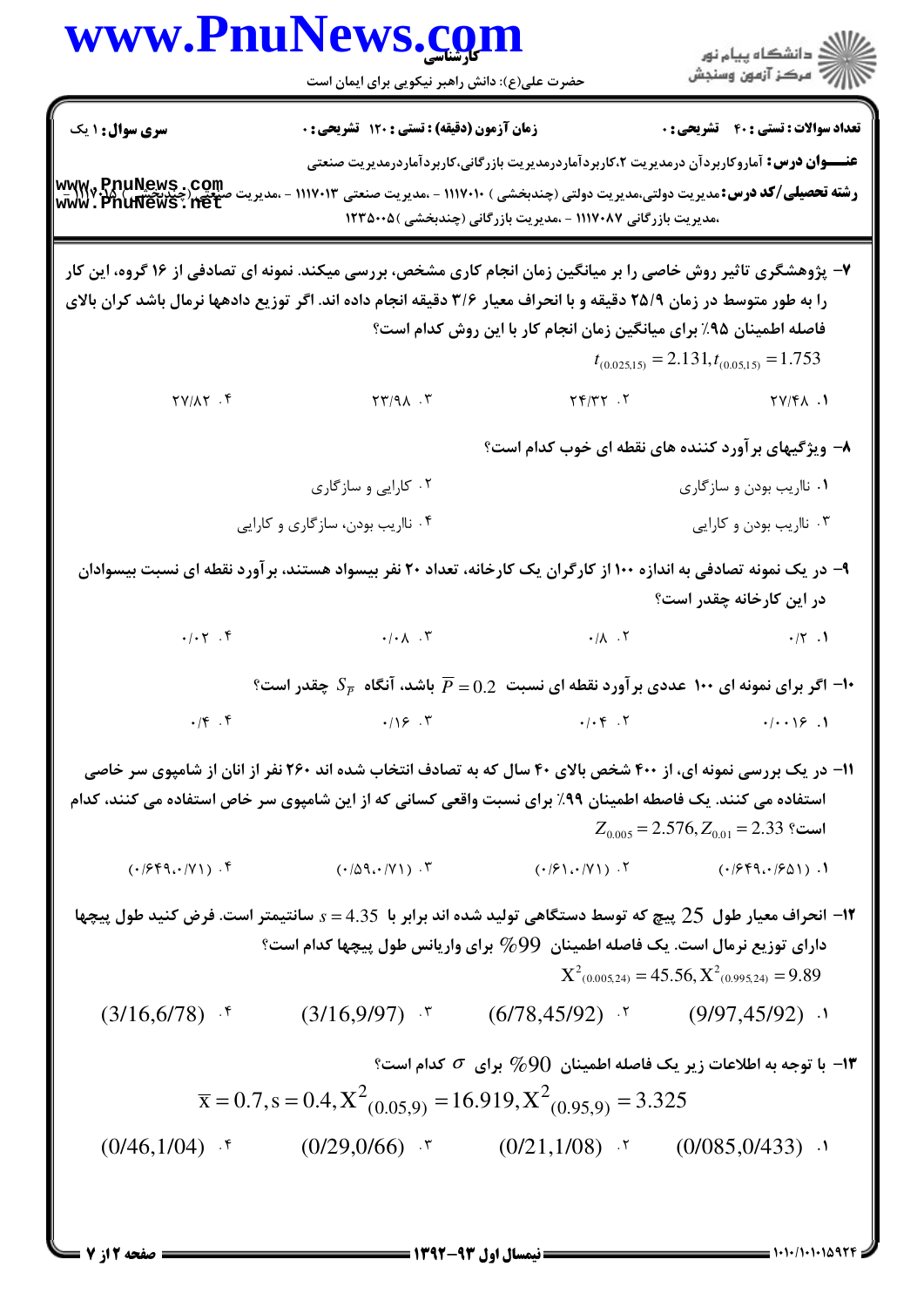**سری سوال:** ۱ یک | **زمان آزمون (دقیقه) : تستی : ۱۲۰ تشریحی : ۰** | **تعداد سوالات : تستی : ۴۰ تشریحی : ۰**

**عنـــوان درس:** آماروکاربردآن درمدیریت ۲،کاربردآماردرمدیریت بازرگانی،کاربردآماردرمدیریت صنعتی

**رشته تحصیلی/کد درس:** مدیریت دولتی،مدیریت دولتی (چندبخشی ) ۱۱۱۷۰۱۰ - ،مدیریت صنعتی ۱۱۱۷۰۱۳ - ،مدیریت صنعتی (چندبخشی ) ۱۱۱۷۰۸۷ - ،مدیریت بازرگانی ۱۱۱۷۰۸۷ - ،مدیریت بازرگانی (چندبخشی )۱۲۳۵۰۰۵

۷- پژوهشگری تاثیر روش خاصی را بر میانگین زمان انجام کاری مشخص، بررسی میکند. نمونه ای تصادفی از ۱۶ گروه، این کار را به طور متوسط در زمان ۲۵/۹ دقیقه و با انحراف معیار ۳/۶ دقیقه انجام داده اند. اگر توزیع دادهها نرمال باشد کران بالای فاصله اطمینان ۹۵٪ برای میانگین زمان انجام کار با این روش کدام است؟

$t_{(0.025,15)} = 2.131, t_{(0.05,15)} = 1.753$

۱. ۲۷/۴۸
۲. ۲۴/۳۲
۳. ۲۳/۹۸
۴. ۲۷/۸۲

۸- ویژگیهای برآورد کننده های نقطه ای خوب کدام است؟

۱. ناریب بودن و سازگاری
۲. کارایی و سازگاری
۳. ناریب بودن و کارایی
۴. ناریب بودن، سازگاری و کارایی

۹- در یک نمونه تصادفی به اندازه ۱۰۰ از کارگران یک کارخانه، تعداد ۲۰ نفر بیسواد هستند، برآورد نقطه ای نسبت بیسوادان در این کارخانه چقدر است؟

۱. ۰/۲
۲. ۰/۸
۳. ۰/۰۸
۴. ۰/۰۲

۱۰- اگر برای نمونه ای ۱۰۰ عددی برآورد نقطه ای نسبت $\overline{P} = 0.2$ باشد، آنگاه $S_{\overline{P}}$ چقدر است؟

۱. ۰/۰۰۱۶
۲. ۰/۰۴
۳. ۰/۱۶
۴. ۰/۴

۱۱- در یک بررسی نمونه ای، از ۴۰۰ شخص بالای ۴۰ سال که به تصادف انتخاب شده اند ۲۶۰ نفر از انان از شامپوی سر خاصی استفاده می کنند. یک فاصله اطمینان ۹۹٪ برای نسبت واقعی کسانی که از این شامپوی سر خاص استفاده می کنند، کدام است؟ $Z_{0.005} = 2.576, Z_{0.01} = 2.33$

۱. (۰/۶۴۹،۰/۶۵۱)
۲. (۰/۶۱،۰/۷۱)
۳. (۰/۵۹،۰/۷۱)
۴. (۰/۶۴۹،۰/۷۱)

۱۲- انحراف معیار طول 25 پیچ که توسط دستگاهی تولید شده اند برابر با $s = 4.35$ سانتیمتر است. فرض کنید طول پیچها دارای توزیع نرمال است. یک فاصله اطمینان 99% برای واریانس طول پیچها کدام است؟

$X^2_{(0.005,24)} = 45.56, X^2_{(0.995,24)} = 9.89$

۱. (9/97,45/92)
۲. (6/78,45/92)
۳. (3/16,9/97)
۴. (3/16,6/78)

۱۳- با توجه به اطلاعات زیر یک فاصله اطمینان 90% برای $\sigma$ کدام است؟

$$\overline{x} = 0.7, s = 0.4, X^2_{(0.05,9)} = 16.919, X^2_{(0.95,9)} = 3.325$$

۱. (0/085,0/433)
۲. (0/21,1/08)
۳. (0/29,0/66)
۴. (0/46,1/04)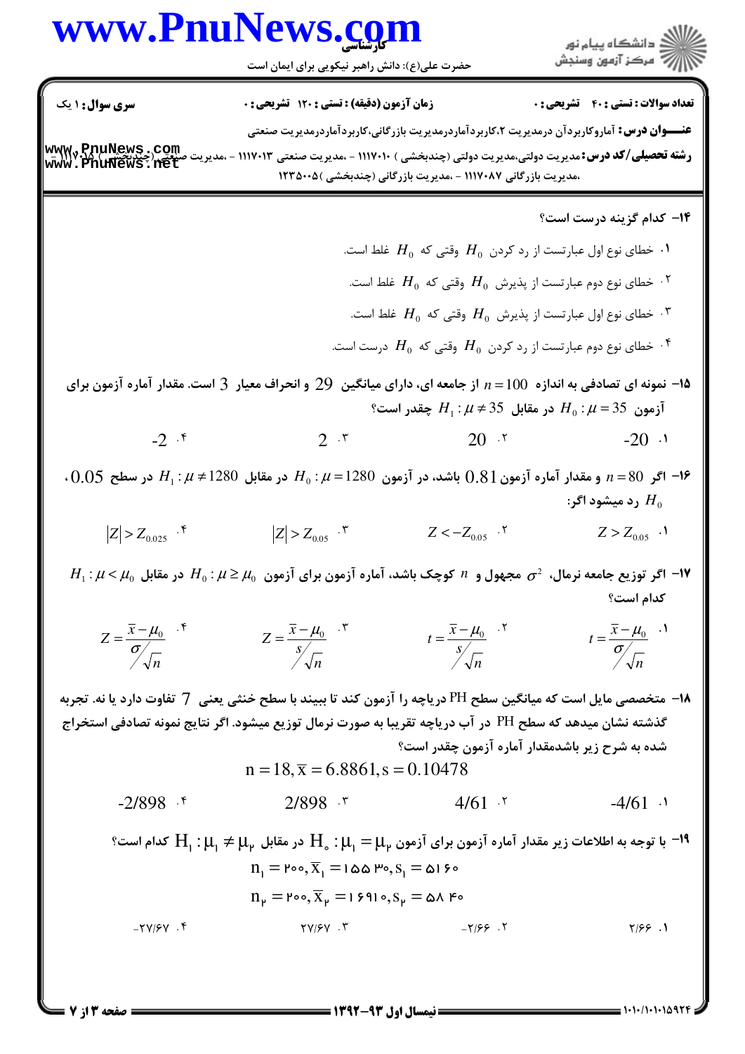**سری سؤال:** ۱ یک | **زمان آزمون (دقیقه) : تستی : ۱۲۰ تشریحی : ۰** | **تعداد سوالات : تستی : ۴۰ تشریحی : ۰**

**عنـــوان درس:** آماروکاربردآن درمدیریت ۲،کاربردآماردرمدیریت بازرگانی،کاربردآماردرمدیریت صنعتی

**رشته تحصیلی/کد درس:** مدیریت دولتی،مدیریت دولتی (چندبخشی ) ۱۱۱۷۰۱۰ - ،مدیریت صنعتی ۱۱۱۷۰۱۳ - ،مدیریت صنعتی (چندبخشی ) ۱۱۱۷۰۱۵ ،مدیریت بازرگانی ۱۱۱۷۰۸۷ - ،مدیریت بازرگانی (چندبخشی )۱۲۳۵۰۰۵

۱۴- کدام گزینه درست است؟

۱. خطای نوع اول عبارتست از رد کردن $H_0$ وقتی که $H_0$ غلط است.

۲. خطای نوع دوم عبارتست از پذیرش $H_0$ وقتی که $H_0$ غلط است.

۳. خطای نوع اول عبارتست از پذیرش $H_0$ وقتی که $H_0$ غلط است.

۴. خطای نوع دوم عبارتست از رد کردن $H_0$ وقتی که $H_0$ درست است.

۱۵- نمونه ای تصادفی به اندازه $n = 100$ از جامعه ای، دارای میانگین 29 و انحراف معیار 3 است. مقدار آماره آزمون برای آزمون $H_0 : \mu = 35$ در مقابل $H_1 : \mu \neq 35$ چقدر است؟

۱. $-20$ &nbsp;&nbsp;&nbsp; ۲. $20$ &nbsp;&nbsp;&nbsp; ۳. $2$ &nbsp;&nbsp;&nbsp; ۴. $-2$

۱۶- اگر $n = 80$ و مقدار آماره آزمون $0.81$ باشد، در آزمون $H_0 : \mu = 1280$ در مقابل $H_1 : \mu \neq 1280$ در سطح $0.05$، $H_0$ رد میشود اگر:

۱. $Z > Z_{0.05}$ &nbsp;&nbsp;&nbsp; ۲. $Z < -Z_{0.05}$ &nbsp;&nbsp;&nbsp; ۳. $|Z| > Z_{0.05}$ &nbsp;&nbsp;&nbsp; ۴. $|Z| > Z_{0.025}$

۱۷- اگر توزیع جامعه نرمال، $\sigma^2$ مجهول و $n$ کوچک باشد، آماره آزمون برای آزمون $H_0 : \mu \geq \mu_0$ در مقابل $H_1 : \mu < \mu_0$ کدام است؟

۱. $t = \dfrac{\bar{x} - \mu_0}{\sigma / \sqrt{n}}$ &nbsp;&nbsp;&nbsp; ۲. $t = \dfrac{\bar{x} - \mu_0}{s / \sqrt{n}}$ &nbsp;&nbsp;&nbsp; ۳. $Z = \dfrac{\bar{x} - \mu_0}{s / \sqrt{n}}$ &nbsp;&nbsp;&nbsp; ۴. $Z = \dfrac{\bar{x} - \mu_0}{\sigma / \sqrt{n}}$

۱۸- متخصصی مایل است که میانگین سطح PH دریاچه را آزمون کند تا ببیند با سطح خنثی یعنی 7 تفاوت دارد یا نه. تجربه گذشته نشان میدهد که سطح PH در آب دریاچه تقریبا به صورت نرمال توزیع میشود. اگر نتایج نمونه تصادفی استخراج شده به شرح زیر باشدمقدار آماره آزمون چقدر است؟

$$n = 18, \bar{x} = 6.8861, s = 0.10478$$

۱. $-4/61$ &nbsp;&nbsp;&nbsp; ۲. $4/61$ &nbsp;&nbsp;&nbsp; ۳. $2/898$ &nbsp;&nbsp;&nbsp; ۴. $-2/898$

۱۹- با توجه به اطلاعات زیر مقدار آماره آزمون برای آزمون $H_0 : \mu_1 = \mu_2$ در مقابل $H_1 : \mu_1 \neq \mu_2$ کدام است؟

$$n_1 = ۲۰۰, \bar{x}_1 = ۱۵۵۳۰, s_1 = ۵۱۶۰$$

$$n_2 = ۲۰۰, \bar{x}_2 = ۱۶۹۱۰, s_2 = ۵۸۴۰$$

۱. ۲/۶۶ &nbsp;&nbsp;&nbsp; ۲. ۲/۶۶- &nbsp;&nbsp;&nbsp; ۳. ۲۷/۶۷ &nbsp;&nbsp;&nbsp; ۴. ۲۷/۶۷-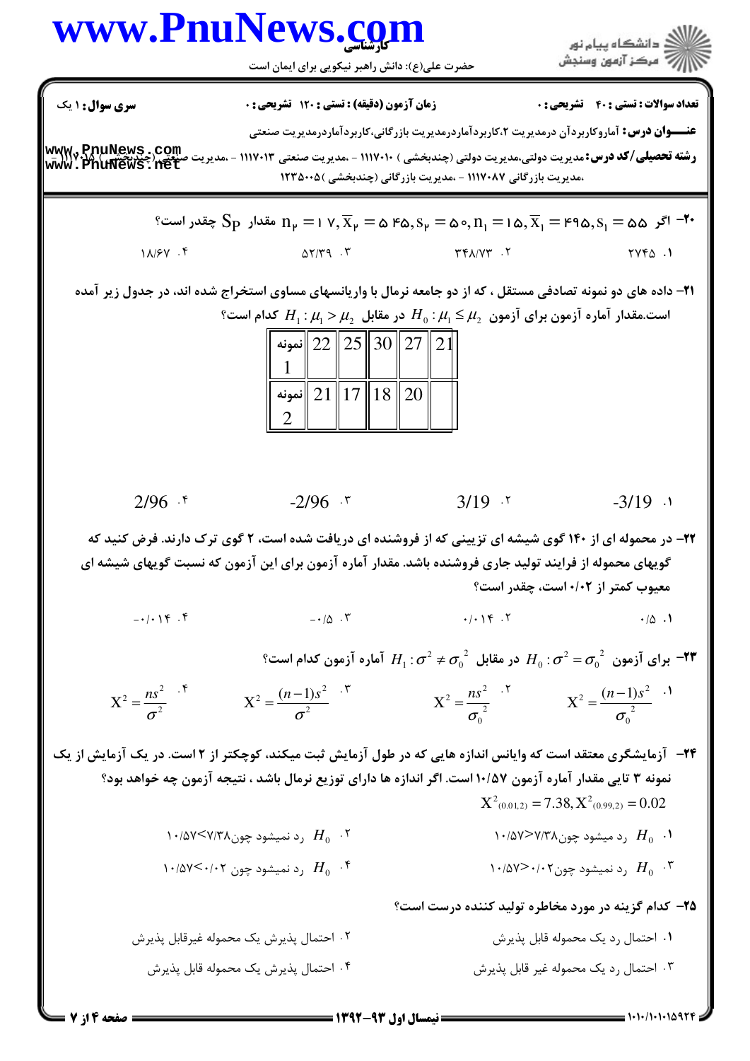**سری سوال:** ۱ یک | **زمان آزمون (دقیقه) : تستی : ۱۲۰ تشریحی : ۰** | **تعداد سوالات : تستی : ۴۰ تشریحی : ۰**

**عنـــوان درس:** آماروکاربردآن درمدیریت ۲،کاربردآماردرمدیریت بازرگانی،کاربردآماردرمدیریت صنعتی

**رشته تحصیلی/کد درس:** مدیریت دولتی،مدیریت دولتی (چندبخشی ) ۱۱۱۷۰۱۰ - ،مدیریت صنعتی ۱۱۱۷۰۱۳ - ،مدیریت صنعتی (چندبخشی ) ۱۱۱۷۰۱۵ - ،مدیریت بازرگانی ۱۱۱۷۰۸۷ - ،مدیریت بازرگانی (چندبخشی )۱۲۳۵۰۰۵

۲۰- اگر $s_1 = 55$ ، $\overline{x}_1 = 495$ ، $n_1 = 15$ ، $s_2 = 50$ ، $\overline{x}_2 = 545$ ، $n_2 = 17$ مقدار $S_p$ چقدر است؟

۱. ۲۷۴۵ &nbsp;&nbsp; ۲. ۳۴۸/۷۳ &nbsp;&nbsp; ۳. ۵۲/۳۹ &nbsp;&nbsp; ۴. ۱۸/۶۷

۲۱- داده های دو نمونه تصادفی مستقل ، که از دو جامعه نرمال با واریانسهای مساوی استخراج شده اند، در جدول زیر آمده است.مقدار آماره آزمون برای آزمون $H_0 : \mu_1 \le \mu_2$ در مقابل $H_1 : \mu_1 > \mu_2$ کدام است؟

| نمونه 1 | 22 | 25 | 30 | 27 | 21 |
|---|---|---|---|---|---|
| نمونه 2 | 21 | 17 | 18 | 20 | |

۱. $-3/19$ &nbsp;&nbsp; ۲. $3/19$ &nbsp;&nbsp; ۳. $-2/96$ &nbsp;&nbsp; ۴. $2/96$

۲۲- در محموله ای از ۱۴۰ گوی شیشه ای تزیینی که از فروشنده ای دریافت شده است، ۲ گوی ترک دارند. فرض کنید که گویهای محموله از فرایند تولید جاری فروشنده باشد. مقدار آماره آزمون برای این آزمون که نسبت گویهای شیشه ای معیوب کمتر از ۰/۰۲ است، چقدر است؟

۱. ۰/۵ &nbsp;&nbsp; ۲. ۰/۰۱۴ &nbsp;&nbsp; ۳. ۰/۵- &nbsp;&nbsp; ۴. ۰/۰۱۴-

۲۳- برای آزمون $H_0 : \sigma^2 = \sigma_0^2$ در مقابل $H_1 : \sigma^2 \ne \sigma_0^2$ آماره آزمون کدام است؟

۱. $X^2 = \frac{(n-1)s^2}{\sigma_0^2}$ &nbsp;&nbsp; ۲. $X^2 = \frac{ns^2}{\sigma_0^2}$ &nbsp;&nbsp; ۳. $X^2 = \frac{(n-1)s^2}{\sigma^2}$ &nbsp;&nbsp; ۴. $X^2 = \frac{ns^2}{\sigma^2}$

۲۴- آزمایشگری معتقد است که وایانس اندازه هایی که در طول آزمایش ثبت میکند، کوچکتر از ۲ است. در یک آزمایش از یک نمونه ۳ تایی مقدار آماره آزمون ۱۰/۵۷ است. اگر اندازه ها دارای توزیع نرمال باشد ، نتیجه آزمون چه خواهد بود؟

$X^2_{(0.01,2)} = 7.38, X^2_{(0.99,2)} = 0.02$

۱. $H_0$ رد میشود چون۱۰/۵۷>۷/۳۸
۲. $H_0$ رد نمیشود چون۱۰/۵۷<۷/۳۸
۳. $H_0$ رد نمیشود چون۱۰/۵۷>۰/۰۲
۴. $H_0$ رد نمیشود چون ۱۰/۵۷<۰/۰۲

۲۵- کدام گزینه در مورد مخاطره تولید کننده درست است؟

۱. احتمال رد یک محموله قابل پذیرش
۲. احتمال پذیرش یک محموله غیرقابل پذیرش
۳. احتمال رد یک محموله غیر قابل پذیرش
۴. احتمال پذیرش یک محموله قابل پذیرش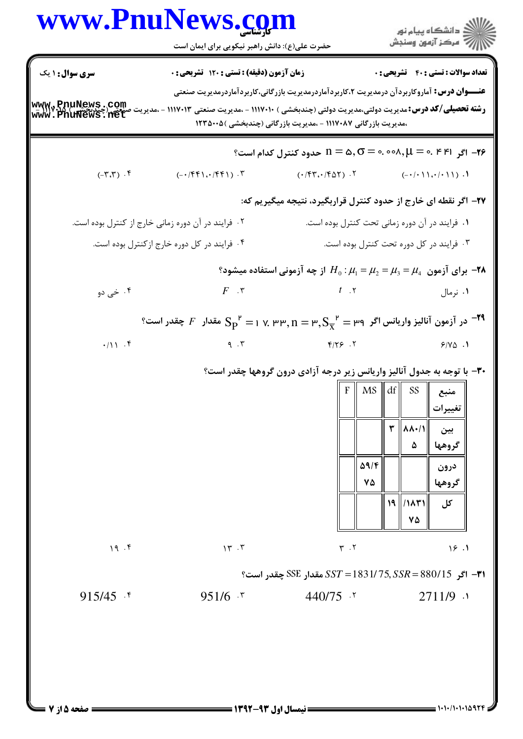**سری سوال:** ۱ یک | **زمان آزمون (دقیقه) : تستی :** ۱۲۰ **تشریحی :** ۰ | **تعداد سوالات : تستی :** ۴۰ **تشریحی :** ۰

**عنــوان درس:** آماروکاربردآن درمدیریت ۲،کاربردآماردرمدیریت بازرگانی،کاربردآماردرمدیریت صنعتی

**رشته تحصیلی/کد درس:** مدیریت دولتی،مدیریت دولتی (چندبخشی ) ۱۱۱۷۰۱۰ - ،مدیریت صنعتی ۱۱۱۷۰۱۳ - ،مدیریت صنعتی (چندبخشی ) ۱۱۱۷۰۸۷ - ،مدیریت بازرگانی ۱۱۱۷۰۸۷ - ،مدیریت بازرگانی (چندبخشی )۱۲۳۵۰۰۵

۲۶- اگر $n = 5, \sigma = 0.008, \mu = 0.441$ حدود کنترل کدام است؟

۱. $(-0/011, 0/011)$
۲. $(0/430, 0/452)$
۳. $(-0/441, 0/441)$
۴. $(-3, 3)$

۲۷- اگر نقطه ای خارج از حدود کنترل قراربگیرد، نتیجه میگیریم که:

۱. فرایند در آن دوره زمانی تحت کنترل بوده است.
۲. فرایند در آن دوره زمانی خارج از کنترل بوده است.
۳. فرایند در کل دوره تحت کنترل بوده است.
۴. فرایند در کل دوره خارج ازکنترل بوده است.

۲۸- برای آزمون $H_0 : \mu_1 = \mu_2 = \mu_3 = \mu_4$ از چه آزمونی استفاده میشود؟

۱. نرمال
۲. $t$
۳. $F$
۴. خی دو

۲۹- در آزمون آنالیز واریانس اگر $S_{\bar{X}}^2 = 39, n = 3, S_P^2 = 17.33$ مقدار $F$ چقدر است؟

۱. ۶/۷۵
۲. ۴/۲۶
۳. ۹
۴. ۰/۱۱

۳۰- با توجه به جدول آنالیز واریانس زیر درجه آزادی درون گروهها چقدر است؟

| منبع تغییرات | SS | df | MS | F |
|---|---|---|---|---|
| بین گروهها | ۸۸۰/۱۵ | ۳ | | |
| درون گروهها | | | ۵۹/۴۷۵ | |
| کل | ۱۸۳۱/۷۵ | ۱۹ | | |

۱. ۱۶
۲. ۳
۳. ۱۳
۴. ۱۹

۳۱- اگر $SST = 1831/75, SSR = 880/15$ مقدار SSE چقدر است؟

۱. $2711/9$
۲. $440/75$
۳. $951/6$
۴. $915/45$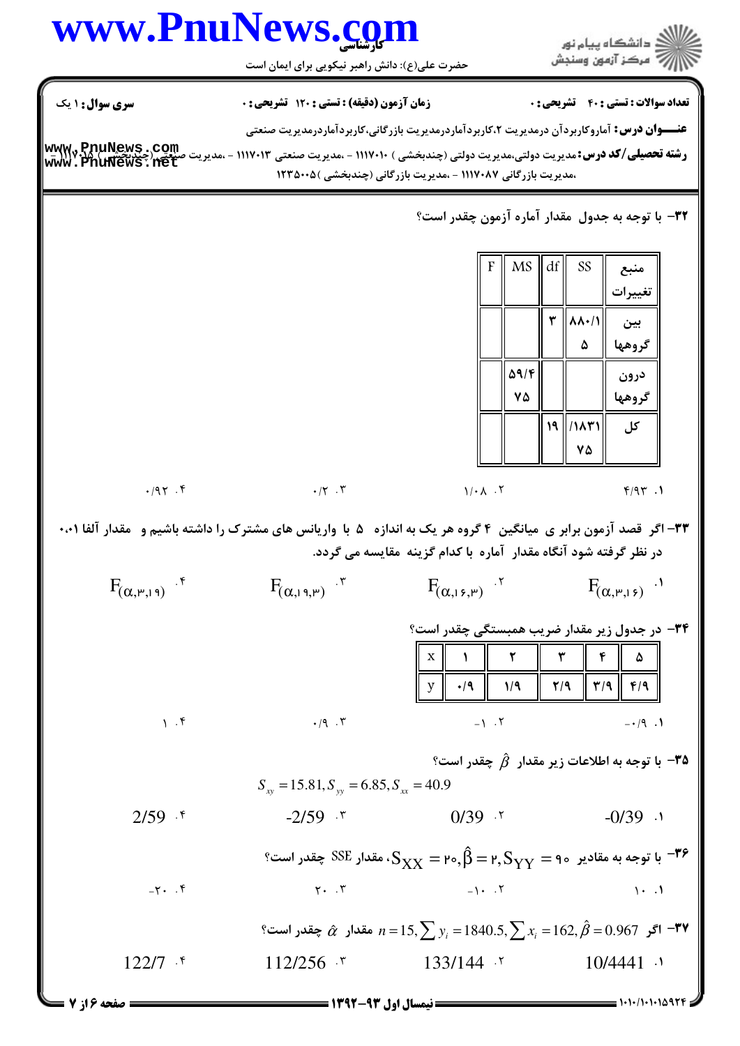**سری سوال:** ۱ یک

**زمان آزمون (دقیقه) : تستی : ۱۲۰ تشریحی : ۰**

**تعداد سوالات : تستی : ۴۰ تشریحی : ۰**

**عنـــوان درس:** آماروکاربردآن درمدیریت ۲،کاربردآماردرمدیریت بازرگانی،کاربردآماردرمدیریت صنعتی

**رشته تحصیلی/کد درس:** مدیریت دولتی،مدیریت دولتی (چندبخشی ) ۱۱۱۷۰۱۰ - ،مدیریت صنعتی ۱۱۱۷۰۱۳ - ،مدیریت صنعتی (چندبخشی ) ۱۱۱۷۰۷۸ - ،مدیریت بازرگانی ۱۱۱۷۰۸۷ - ،مدیریت بازرگانی (چندبخشی )۱۲۳۵۰۰۵

**۳۲- با توجه به جدول مقدار آماره آزمون چقدر است؟**

| منبع تغییرات | SS | df | MS | F |
|---|---|---|---|---|
| بین گروهها | ۸۸۰/۱۵ | ۳ | | |
| درون گروهها | | | ۵۹/۴۷۵ | |
| کل | /۱۸۳۱ ۷۵ | ۱۹ | | |

۱. ۴/۹۳

۲. ۱/۰۸

۳. ۰/۲

۴. ۰/۹۲

**۳۳- اگر قصد آزمون برابر ی میانگین ۴ گروه هر یک به اندازه ۵ با واریانس های مشترک را داشته باشیم و مقدار آلفا ۰.۰۱ در نظر گرفته شود آنگاه مقدار آماره با کدام گزینه مقایسه می گردد.**

۱. $F_{(\alpha,3,16)}$

۲. $F_{(\alpha,16,3)}$

۳. $F_{(\alpha,19,3)}$

۴. $F_{(\alpha,3,19)}$

**۳۴- در جدول زیر مقدار ضریب همبستگی چقدر است؟**

| x | ۱ | ۲ | ۳ | ۴ | ۵ |
|---|---|---|---|---|---|
| y | ۰/۹ | ۱/۹ | ۲/۹ | ۳/۹ | ۴/۹ |

۱. ۰/۹-

۲. ۱-

۳. ۰/۹

۴. ۱

**۳۵- با توجه به اطلاعات زیر مقدار $\hat{\beta}$ چقدر است؟**

$$S_{xy}=15.81, S_{yy}=6.85, S_{xx}=40.9$$

۱. -0/39

۲. 0/39

۳. -2/59

۴. 2/59

**۳۶- با توجه به مقادیر $S_{YY}=90$ ، $\hat{\beta}=2$ ، $S_{XX}=20$ ، مقدار SSE چقدر است؟**

۱. ۱۰

۲. ۱۰-

۳. ۲۰

۴. ۲۰-

**۳۷- اگر $n=15, \sum y_i=1840.5, \sum x_i=162, \hat{\beta}=0.967$ مقدار $\hat{\alpha}$ چقدر است؟**

۱. 10/4441

۲. 133/144

۳. 112/256

۴. 122/7

**نیمسال اول ۹۳-۱۳۹۲**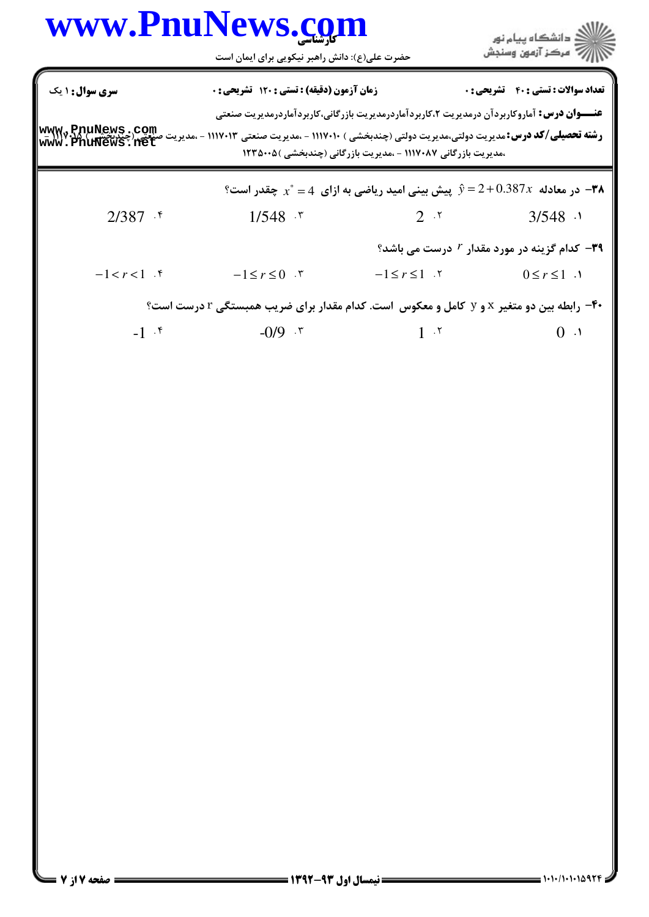**سری سوال:** ۱ یک

**زمان آزمون (دقیقه) : تستی :** ۱۲۰ **تشریحی :** ۰

**تعداد سوالات : تستی :** ۴۰ **تشریحی :** ۰

**عنـــوان درس:** آماروکاربردآن درمدیریت ۲،کاربردآماردرمدیریت بازرگانی،کاربردآماردرمدیریت صنعتی

**رشته تحصیلی/کد درس:** مدیریت دولتی،مدیریت دولتی (چندبخشی ) ۱۱۱۷۰۱۰ - ،مدیریت صنعتی ۱۱۱۷۰۱۳ - ،مدیریت صنعتی (چندبخشی ) ۱۱۱۷۰۸۵ - ،مدیریت بازرگانی ۱۱۱۷۰۸۷ - ،مدیریت بازرگانی (چندبخشی )۱۲۳۵۰۰۵

۳۸- در معادله $\hat{y} = 2 + 0.387x$ پیش بینی امید ریاضی به ازای $x^* = 4$ چقدر است؟

۱. 3/548
۲. 2
۳. 1/548
۴. 2/387

۳۹- کدام گزینه در مورد مقدار $r$ درست می باشد؟

۱. $0 \le r \le 1$
۲. $-1 \le r \le 1$
۳. $-1 \le r \le 0$
۴. $-1 < r < 1$

۴۰- رابطه بین دو متغیر x و y کامل و معکوس است. کدام مقدار برای ضریب همبستگی r درست است؟

۱. 0
۲. 1
۳. -0/9
۴. -1